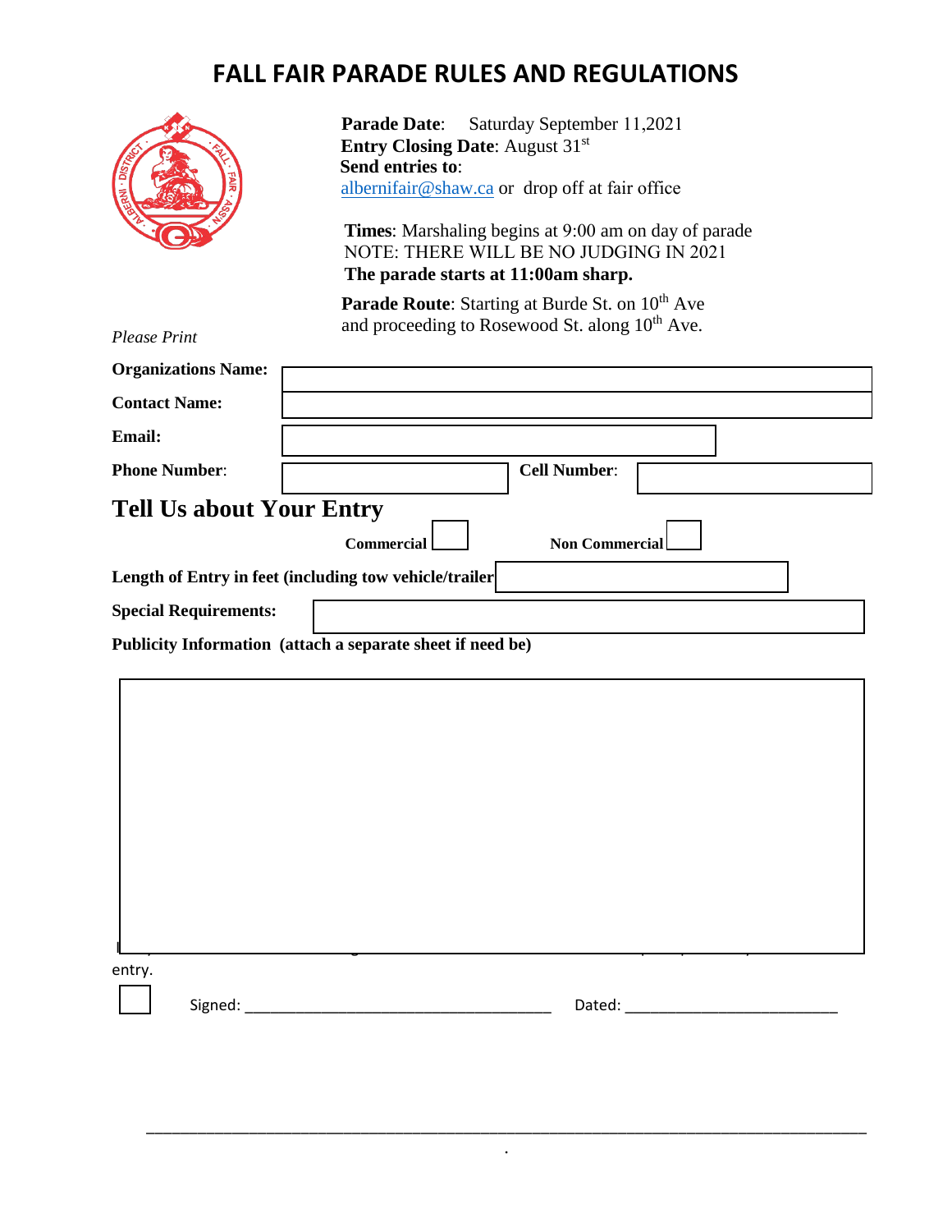# FALL FAIR PARADE RULES AND REGULATIONS

**Parade Date**: Saturday September 11,2021
**Entry Closing Date**: August 31st
**Send entries to**:
albernifair@shaw.ca or drop off at fair office

**Times**: Marshaling begins at 9:00 am on day of parade
NOTE: THERE WILL BE NO JUDGING IN 2021
**The parade starts at 11:00am sharp.**

**Parade Route**: Starting at Burde St. on 10th Ave and proceeding to Rosewood St. along 10th Ave.

*Please Print*

**Organizations Name:** ______________________________

**Contact Name:** ______________________________

**Email:** ______________________________

**Phone Number**: ______________ **Cell Number**: ______________

## Tell Us about Your Entry

**Commercial** ☐ **Non Commercial** ☐

**Length of Entry in feet (including tow vehicle/trailer** ______________

**Special Requirements:** ______________________________

**Publicity Information (attach a separate sheet if need be)**

entry.

☐ Signed: ____________________________________ Dated: _________________________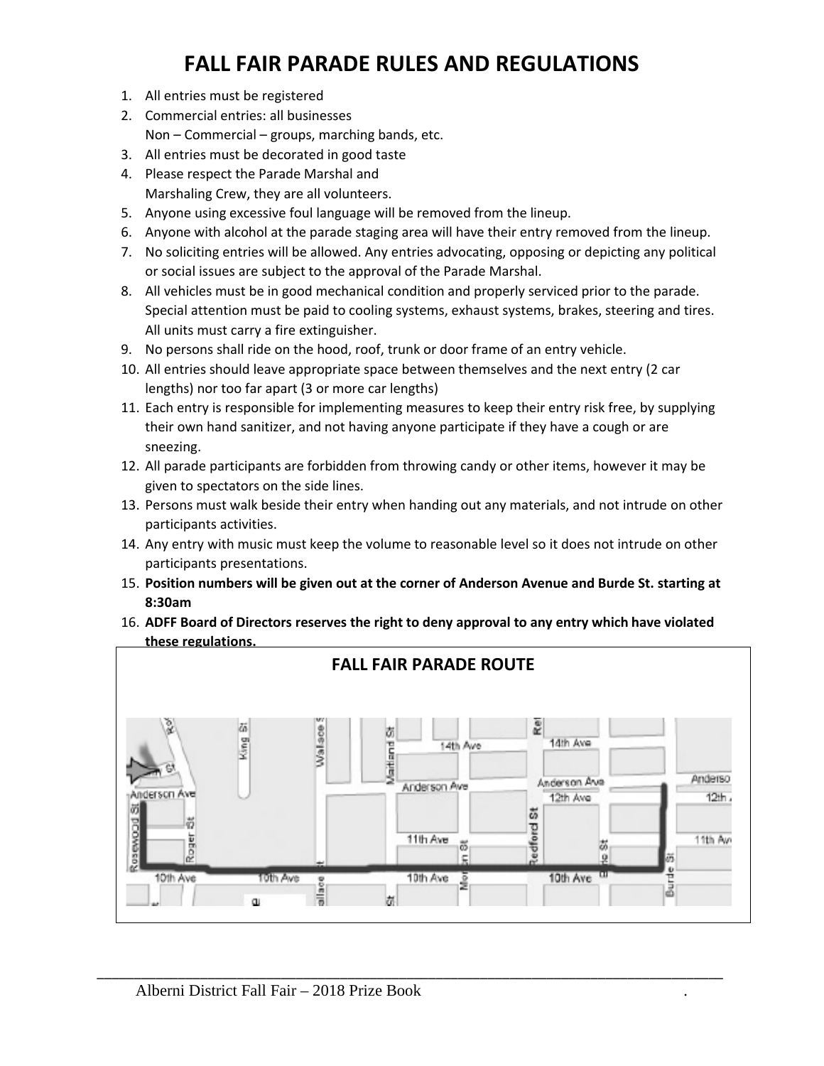# FALL FAIR PARADE RULES AND REGULATIONS

1. All entries must be registered
2. Commercial entries: all businesses
   Non – Commercial – groups, marching bands, etc.
3. All entries must be decorated in good taste
4. Please respect the Parade Marshal and
   Marshaling Crew, they are all volunteers.
5. Anyone using excessive foul language will be removed from the lineup.
6. Anyone with alcohol at the parade staging area will have their entry removed from the lineup.
7. No soliciting entries will be allowed. Any entries advocating, opposing or depicting any political or social issues are subject to the approval of the Parade Marshal.
8. All vehicles must be in good mechanical condition and properly serviced prior to the parade. Special attention must be paid to cooling systems, exhaust systems, brakes, steering and tires. All units must carry a fire extinguisher.
9. No persons shall ride on the hood, roof, trunk or door frame of an entry vehicle.
10. All entries should leave appropriate space between themselves and the next entry (2 car lengths) nor too far apart (3 or more car lengths)
11. Each entry is responsible for implementing measures to keep their entry risk free, by supplying their own hand sanitizer, and not having anyone participate if they have a cough or are sneezing.
12. All parade participants are forbidden from throwing candy or other items, however it may be given to spectators on the side lines.
13. Persons must walk beside their entry when handing out any materials, and not intrude on other participants activities.
14. Any entry with music must keep the volume to reasonable level so it does not intrude on other participants presentations.
15. **Position numbers will be given out at the corner of Anderson Avenue and Burde St. starting at 8:30am**
16. **ADFF Board of Directors reserves the right to deny approval to any entry which have violated these regulations.**

## FALL FAIR PARADE ROUTE

Anderson Ave
Rosewood St
Roger St
King St
Wallace St
Maitland St
14th Ave
Anderson Ave
11th Ave
10th Ave
Morton St
Redford St
14th Ave
Anderson Ave
12th Ave
10th Ave
Bute St
Burde St
Anderson
12th
11th Ave